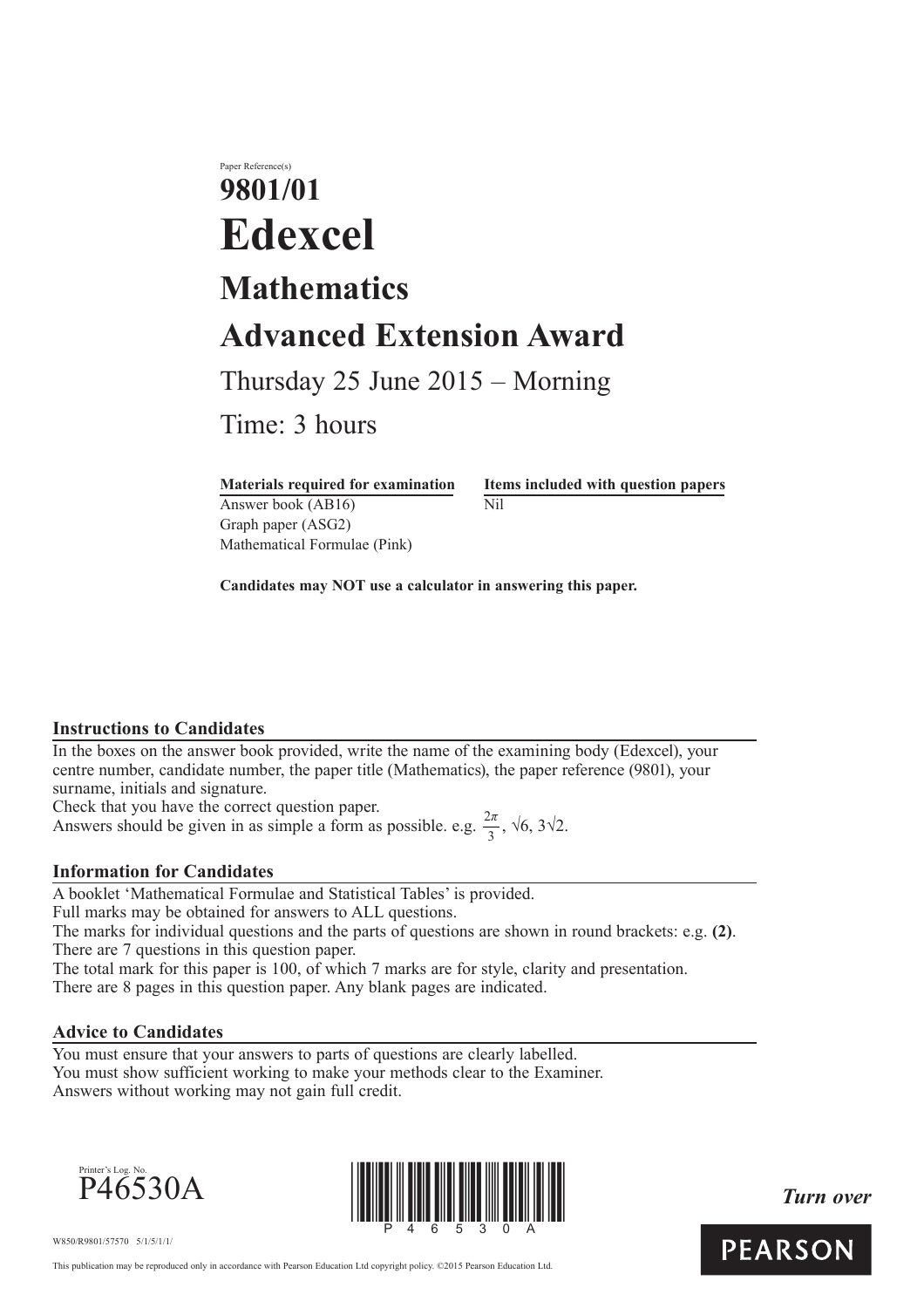Paper Reference(s)

# 9801/01

# Edexcel

## Mathematics

## Advanced Extension Award

Thursday 25 June 2015 – Morning

Time: 3 hours

| Materials required for examination | Items included with question papers |
| --- | --- |
| Answer book (AB16) | Nil |
| Graph paper (ASG2) | |
| Mathematical Formulae (Pink) | |

**Candidates may NOT use a calculator in answering this paper.**

### Instructions to Candidates

In the boxes on the answer book provided, write the name of the examining body (Edexcel), your centre number, candidate number, the paper title (Mathematics), the paper reference (9801), your surname, initials and signature.
Check that you have the correct question paper.
Answers should be given in as simple a form as possible. e.g. $\frac{2\pi}{3}$, $\sqrt{6}$, $3\sqrt{2}$.

### Information for Candidates

A booklet 'Mathematical Formulae and Statistical Tables' is provided.
Full marks may be obtained for answers to ALL questions.
The marks for individual questions and the parts of questions are shown in round brackets: e.g. **(2)**.
There are 7 questions in this question paper.
The total mark for this paper is 100, of which 7 marks are for style, clarity and presentation.
There are 8 pages in this question paper. Any blank pages are indicated.

### Advice to Candidates

You must ensure that your answers to parts of questions are clearly labelled.
You must show sufficient working to make your methods clear to the Examiner.
Answers without working may not gain full credit.

Printer's Log. No.
P46530A

*Turn over*

W850/R9801/57570 5/1/5/1/1/

This publication may be reproduced only in accordance with Pearson Education Ltd copyright policy. ©2015 Pearson Education Ltd.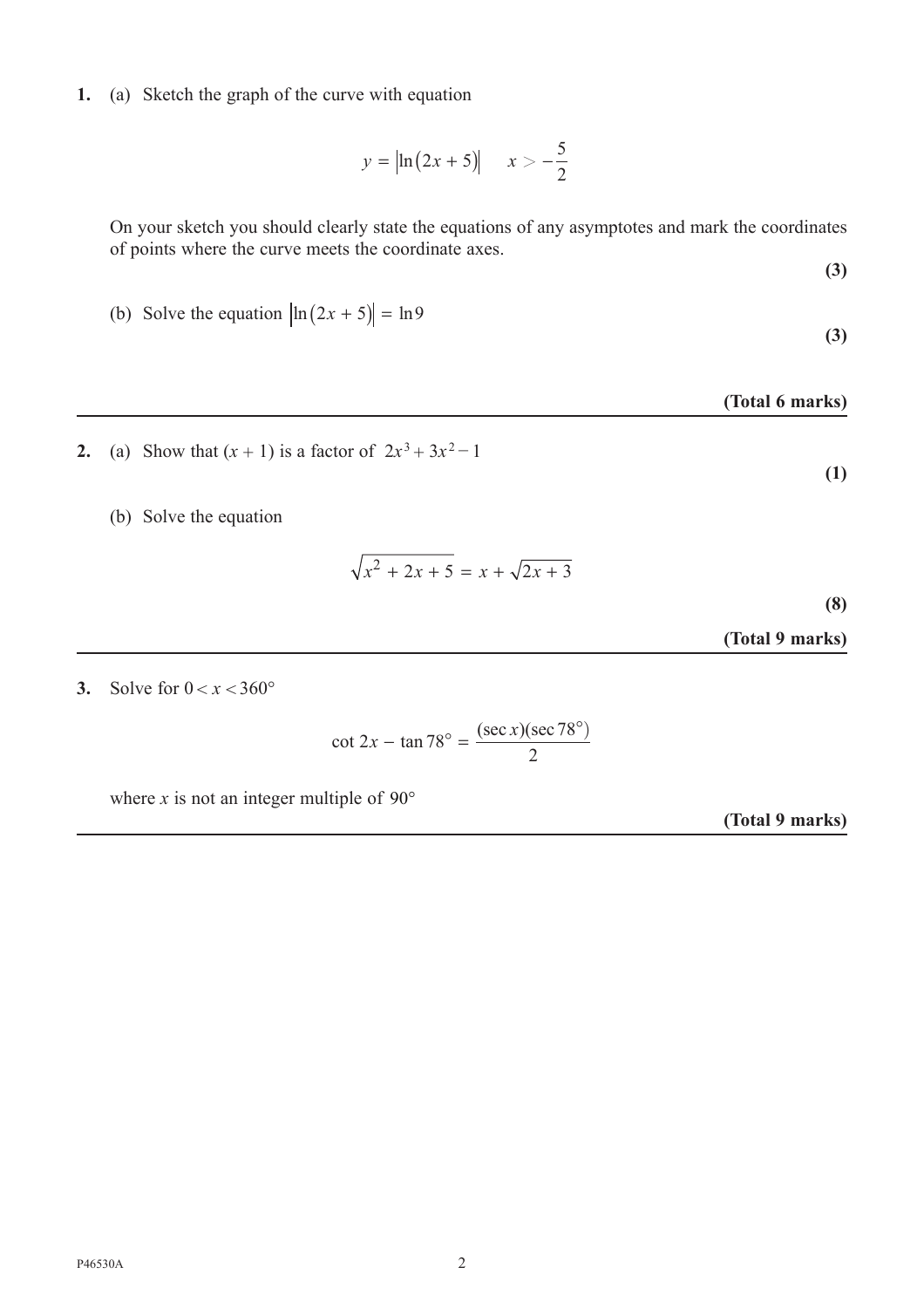1. (a) Sketch the graph of the curve with equation

$$y = \left|\ln(2x+5)\right| \qquad x > -\frac{5}{2}$$

On your sketch you should clearly state the equations of any asymptotes and mark the coordinates of points where the curve meets the coordinate axes.

**(3)**

(b) Solve the equation $\left|\ln(2x+5)\right| = \ln 9$

**(3)**

**(Total 6 marks)**

---

2. (a) Show that $(x + 1)$ is a factor of $2x^3 + 3x^2 - 1$

**(1)**

(b) Solve the equation

$$\sqrt{x^2 + 2x + 5} = x + \sqrt{2x + 3}$$

**(8)**

**(Total 9 marks)**

---

3. Solve for $0 < x < 360°$

$$\cot 2x - \tan 78° = \frac{(\sec x)(\sec 78°)}{2}$$

where $x$ is not an integer multiple of $90°$

**(Total 9 marks)**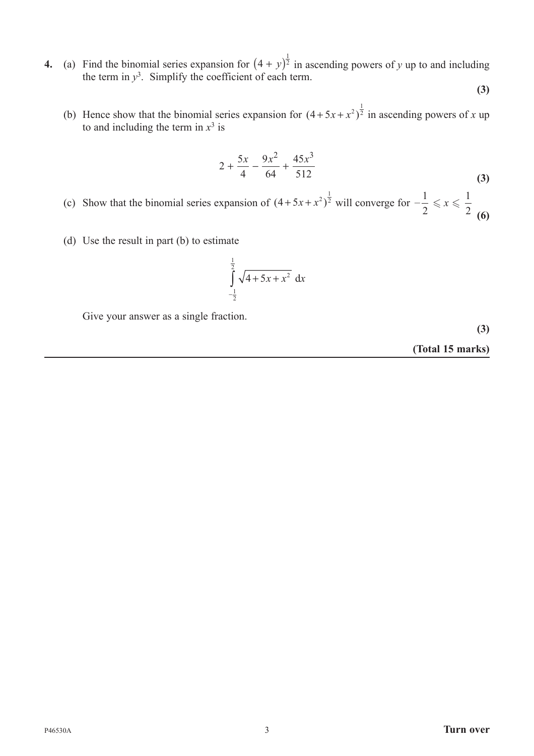**4.** (a) Find the binomial series expansion for $(4 + y)^{\frac{1}{2}}$ in ascending powers of $y$ up to and including the term in $y^3$. Simplify the coefficient of each term.

**(3)**

(b) Hence show that the binomial series expansion for $(4+5x+x^2)^{\frac{1}{2}}$ in ascending powers of $x$ up to and including the term in $x^3$ is

$$2 + \frac{5x}{4} - \frac{9x^2}{64} + \frac{45x^3}{512}$$

**(3)**

(c) Show that the binomial series expansion of $(4+5x+x^2)^{\frac{1}{2}}$ will converge for $-\frac{1}{2} \leqslant x \leqslant \frac{1}{2}$

**(6)**

(d) Use the result in part (b) to estimate

$$\int_{-\frac{1}{2}}^{\frac{1}{2}} \sqrt{4+5x+x^2}\ \mathrm{d}x$$

Give your answer as a single fraction.

**(3)**

**(Total 15 marks)**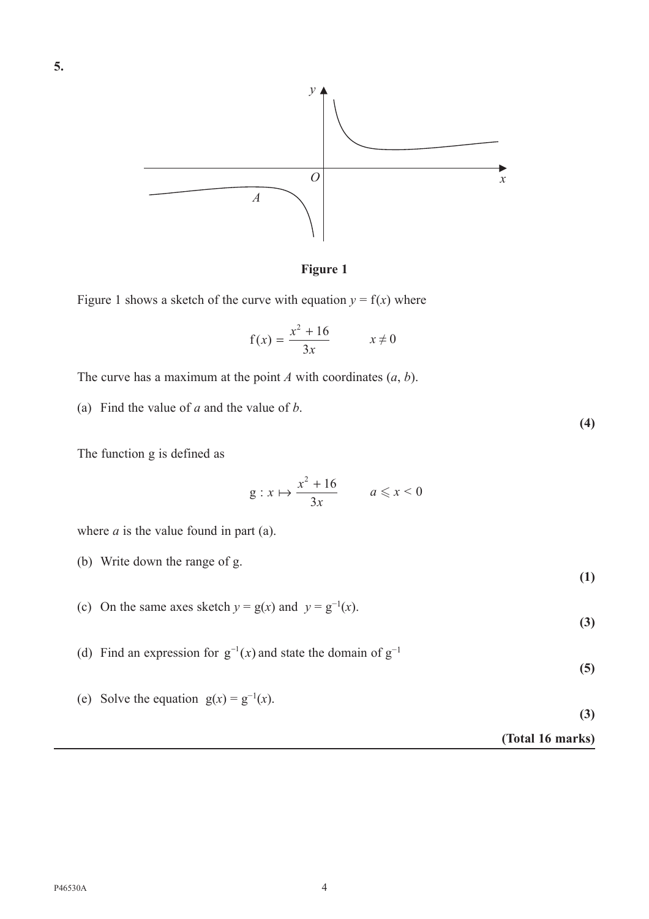**5.**

**Figure 1**

Figure 1 shows a sketch of the curve with equation $y = \mathrm{f}(x)$ where

$$\mathrm{f}(x) = \frac{x^2 + 16}{3x} \qquad x \neq 0$$

The curve has a maximum at the point $A$ with coordinates $(a, b)$.

(a) Find the value of $a$ and the value of $b$. **(4)**

The function g is defined as

$$\mathrm{g} : x \mapsto \frac{x^2 + 16}{3x} \qquad a \leqslant x < 0$$

where $a$ is the value found in part (a).

(b) Write down the range of g. **(1)**

(c) On the same axes sketch $y = \mathrm{g}(x)$ and $y = \mathrm{g}^{-1}(x)$. **(3)**

(d) Find an expression for $\mathrm{g}^{-1}(x)$ and state the domain of $\mathrm{g}^{-1}$ **(5)**

(e) Solve the equation $\mathrm{g}(x) = \mathrm{g}^{-1}(x)$. **(3)**

**(Total 16 marks)**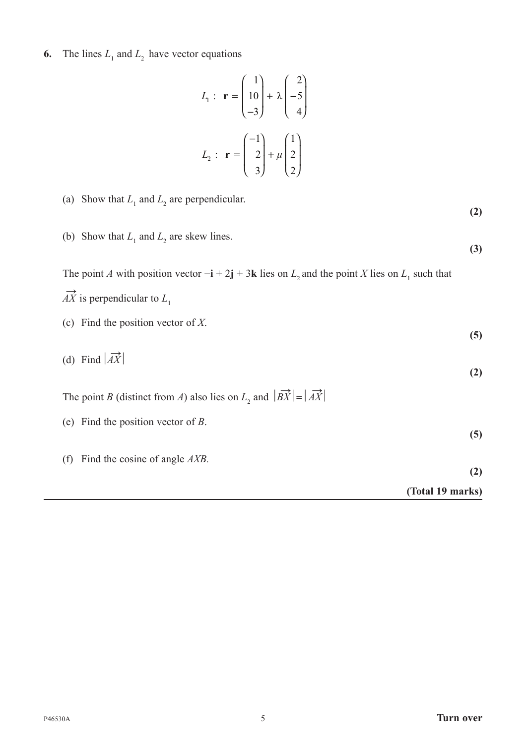**6.** The lines $L_1$ and $L_2$ have vector equations

$$L_1: \ \mathbf{r} = \begin{pmatrix} 1 \\ 10 \\ -3 \end{pmatrix} + \lambda \begin{pmatrix} 2 \\ -5 \\ 4 \end{pmatrix}$$

$$L_2: \ \mathbf{r} = \begin{pmatrix} -1 \\ 2 \\ 3 \end{pmatrix} + \mu \begin{pmatrix} 1 \\ 2 \\ 2 \end{pmatrix}$$

(a) Show that $L_1$ and $L_2$ are perpendicular.
**(2)**

(b) Show that $L_1$ and $L_2$ are skew lines.
**(3)**

The point $A$ with position vector $-\mathbf{i} + 2\mathbf{j} + 3\mathbf{k}$ lies on $L_2$ and the point $X$ lies on $L_1$ such that $\overrightarrow{AX}$ is perpendicular to $L_1$

(c) Find the position vector of $X$.
**(5)**

(d) Find $|\overrightarrow{AX}|$
**(2)**

The point $B$ (distinct from $A$) also lies on $L_2$ and $|\overrightarrow{BX}| = |\overrightarrow{AX}|$

(e) Find the position vector of $B$.
**(5)**

(f) Find the cosine of angle $AXB$.
**(2)**

**(Total 19 marks)**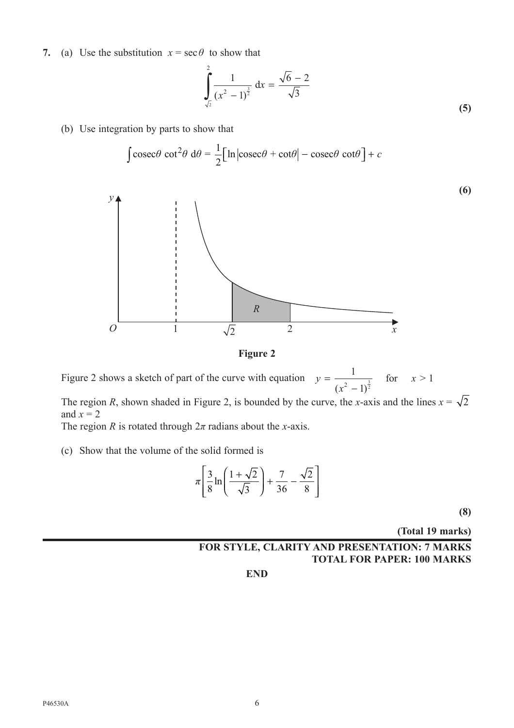**7.** (a) Use the substitution $x = \sec\theta$ to show that

$$\int_{\sqrt{2}}^{2} \frac{1}{(x^2 - 1)^{\frac{3}{2}}}\, \mathrm{d}x = \frac{\sqrt{6} - 2}{\sqrt{3}}$$

**(5)**

(b) Use integration by parts to show that

$$\int \operatorname{cosec}\theta \cot^2\theta \, \mathrm{d}\theta = \frac{1}{2}\left[\ln\left|\operatorname{cosec}\theta + \cot\theta\right| - \operatorname{cosec}\theta \cot\theta\right] + c$$

**(6)**

**Figure 2**

Figure 2 shows a sketch of part of the curve with equation $y = \dfrac{1}{(x^2 - 1)^{\frac{3}{2}}}$ for $x > 1$

The region $R$, shown shaded in Figure 2, is bounded by the curve, the $x$-axis and the lines $x = \sqrt{2}$ and $x = 2$

The region $R$ is rotated through $2\pi$ radians about the $x$-axis.

(c) Show that the volume of the solid formed is

$$\pi\left[\frac{3}{8}\ln\left(\frac{1 + \sqrt{2}}{\sqrt{3}}\right) + \frac{7}{36} - \frac{\sqrt{2}}{8}\right]$$

**(8)**

**(Total 19 marks)**

**FOR STYLE, CLARITY AND PRESENTATION: 7 MARKS**
**TOTAL FOR PAPER: 100 MARKS**

**END**